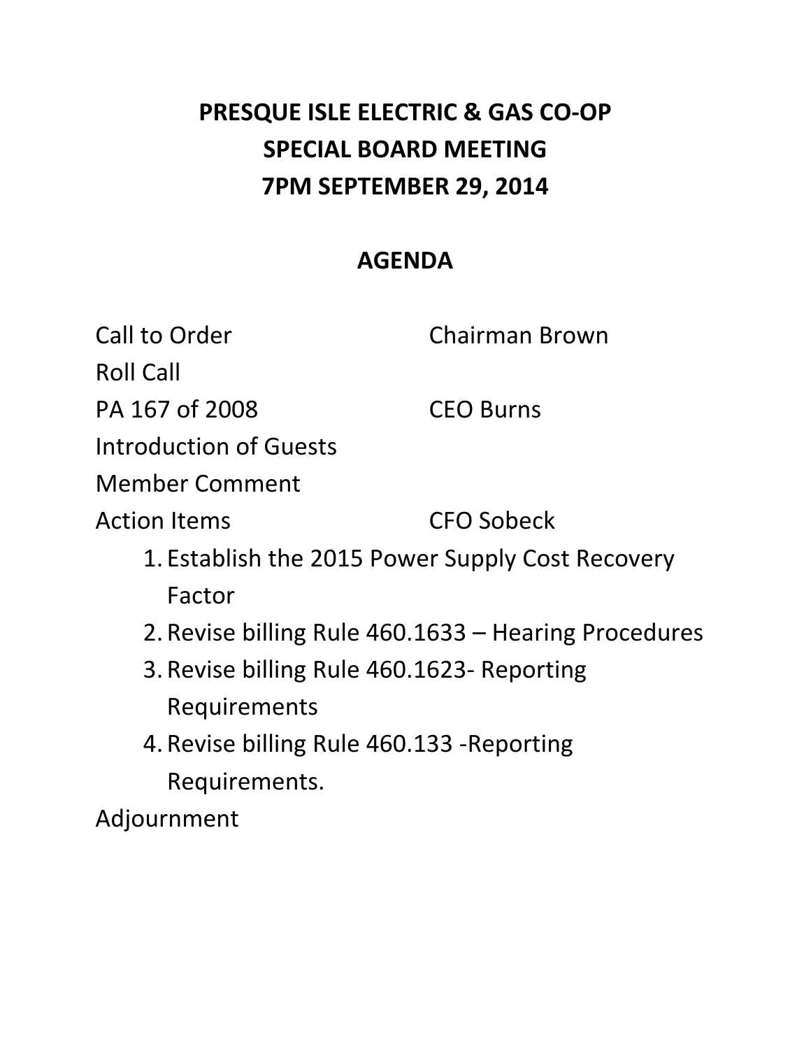# PRESQUE ISLE ELECTRIC & GAS CO-OP
# SPECIAL BOARD MEETING
# 7PM SEPTEMBER 29, 2014

## AGENDA

| | |
|---|---|
| Call to Order | Chairman Brown |
| Roll Call | |
| PA 167 of 2008 | CEO Burns |
| Introduction of Guests | |
| Member Comment | |
| Action Items | CFO Sobeck |

1. Establish the 2015 Power Supply Cost Recovery Factor
2. Revise billing Rule 460.1633 – Hearing Procedures
3. Revise billing Rule 460.1623- Reporting Requirements
4. Revise billing Rule 460.133 -Reporting Requirements.

Adjournment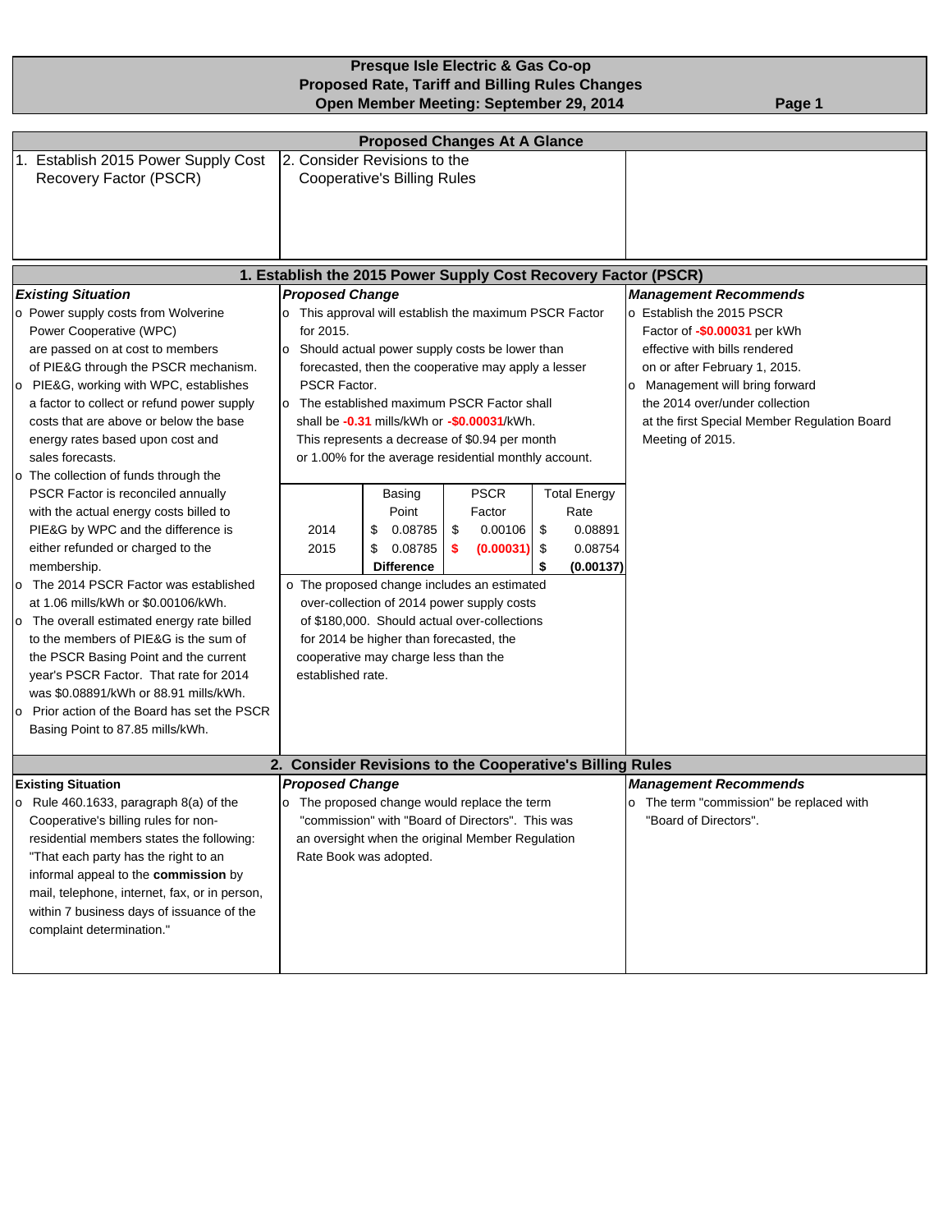# Presque Isle Electric & Gas Co-op
## Proposed Rate, Tariff and Billing Rules Changes
## Open Member Meeting: September 29, 2014

### Proposed Changes At A Glance

1. Establish 2015 Power Supply Cost Recovery Factor (PSCR)
2. Consider Revisions to the Cooperative's Billing Rules

### 1. Establish the 2015 Power Supply Cost Recovery Factor (PSCR)

***Existing Situation***

- Power supply costs from Wolverine Power Cooperative (WPC) are passed on at cost to members of PIE&G through the PSCR mechanism.
- PIE&G, working with WPC, establishes a factor to collect or refund power supply costs that are above or below the base energy rates based upon cost and sales forecasts.
- The collection of funds through the PSCR Factor is reconciled annually with the actual energy costs billed to PIE&G by WPC and the difference is either refunded or charged to the membership.
- The 2014 PSCR Factor was established at 1.06 mills/kWh or $0.00106/kWh.
- The overall estimated energy rate billed to the members of PIE&G is the sum of the PSCR Basing Point and the current year's PSCR Factor. That rate for 2014 was $0.08891/kWh or 88.91 mills/kWh.
- Prior action of the Board has set the PSCR Basing Point to 87.85 mills/kWh.

***Proposed Change***

- This approval will establish the maximum PSCR Factor for 2015.
- Should actual power supply costs be lower than forecasted, then the cooperative may apply a lesser PSCR Factor.
- The established maximum PSCR Factor shall be **-0.31** mills/kWh or **-$0.00031**/kWh. This represents a decrease of $0.94 per month or 1.00% for the average residential monthly account.

| | Basing Point | PSCR Factor | Total Energy Rate |
|---|---|---|---|
| 2014 | $ 0.08785 | $ 0.00106 | $ 0.08891 |
| 2015 | $ 0.08785 | **$ (0.00031)** | $ 0.08754 |
| | **Difference** | | **$ (0.00137)** |

- The proposed change includes an estimated over-collection of 2014 power supply costs of $180,000. Should actual over-collections for 2014 be higher than forecasted, the cooperative may charge less than the established rate.

***Management Recommends***

- Establish the 2015 PSCR Factor of **-$0.00031** per kWh effective with bills rendered on or after February 1, 2015.
- Management will bring forward the 2014 over/under collection at the first Special Member Regulation Board Meeting of 2015.

### 2. Consider Revisions to the Cooperative's Billing Rules

**Existing Situation**

- Rule 460.1633, paragraph 8(a) of the Cooperative's billing rules for non-residential members states the following: "That each party has the right to an informal appeal to the **commission** by mail, telephone, internet, fax, or in person, within 7 business days of issuance of the complaint determination."

***Proposed Change***

- The proposed change would replace the term "commission" with "Board of Directors". This was an oversight when the original Member Regulation Rate Book was adopted.

***Management Recommends***

- The term "commission" be replaced with "Board of Directors".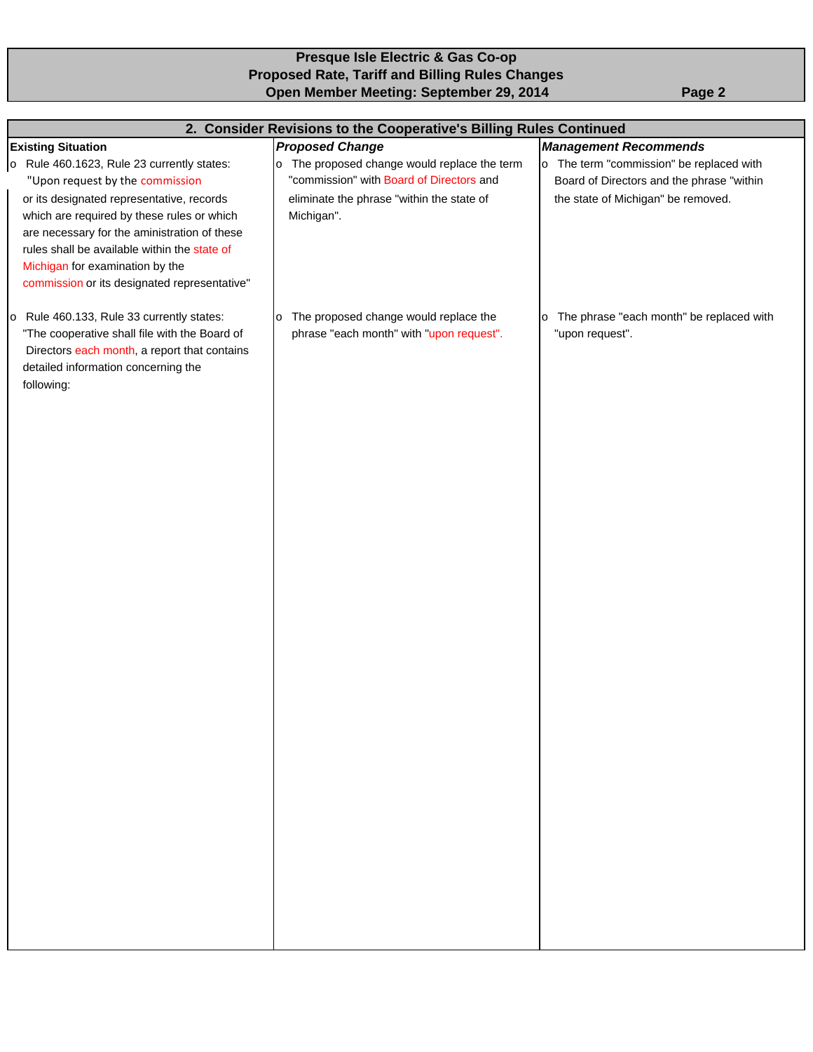# Presque Isle Electric & Gas Co-op
## Proposed Rate, Tariff and Billing Rules Changes
### Open Member Meeting: September 29, 2014

## 2. Consider Revisions to the Cooperative's Billing Rules Continued

| Existing Situation | *Proposed Change* | *Management Recommends* |
|---|---|---|
| o Rule 460.1623, Rule 23 currently states: "Upon request by the commission or its designated representative, records which are required by these rules or which are necessary for the aministration of these rules shall be available within the state of Michigan for examination by the commission or its designated representative" | o The proposed change would replace the term "commission" with Board of Directors and eliminate the phrase "within the state of Michigan". | o The term "commission" be replaced with Board of Directors and the phrase "within the state of Michigan" be removed. |
| o Rule 460.133, Rule 33 currently states: "The cooperative shall file with the Board of Directors each month, a report that contains detailed information concerning the following: | o The proposed change would replace the phrase "each month" with "upon request". | o The phrase "each month" be replaced with "upon request". |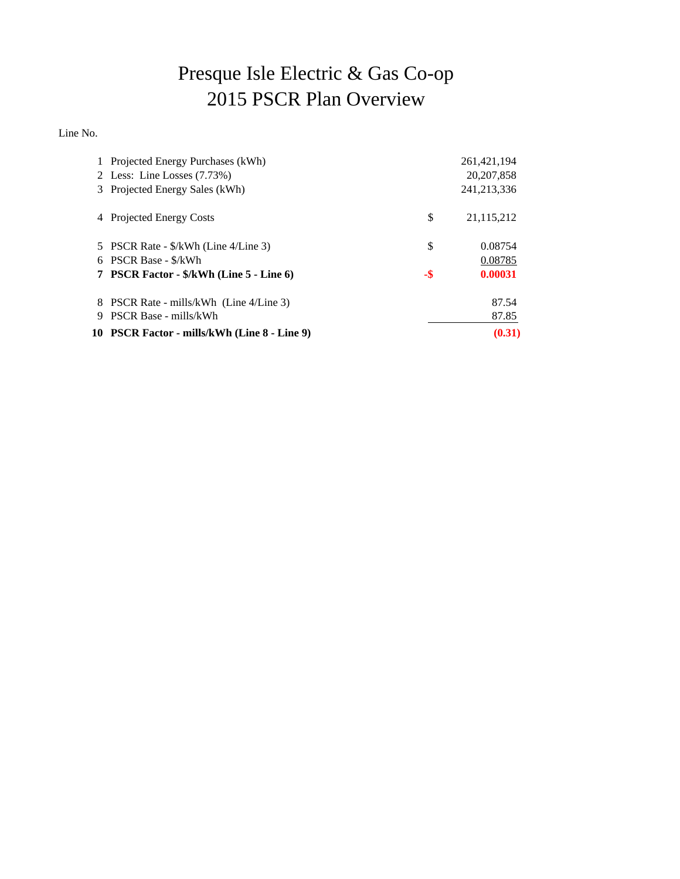# Presque Isle Electric & Gas Co-op
# 2015 PSCR Plan Overview

| Line No. | | | |
|---|---|---|---|
| 1 | Projected Energy Purchases (kWh) | | 261,421,194 |
| 2 | Less: Line Losses (7.73%) | | 20,207,858 |
| 3 | Projected Energy Sales (kWh) | | 241,213,336 |
| 4 | Projected Energy Costs | $ | 21,115,212 |
| 5 | PSCR Rate - $/kWh (Line 4/Line 3) | $ | 0.08754 |
| 6 | PSCR Base - $/kWh | | 0.08785 |
| **7** | **PSCR Factor - $/kWh (Line 5 - Line 6)** | **-$** | **0.00031** |
| 8 | PSCR Rate - mills/kWh (Line 4/Line 3) | | 87.54 |
| 9 | PSCR Base - mills/kWh | | 87.85 |
| **10** | **PSCR Factor - mills/kWh (Line 8 - Line 9)** | | **(0.31)** |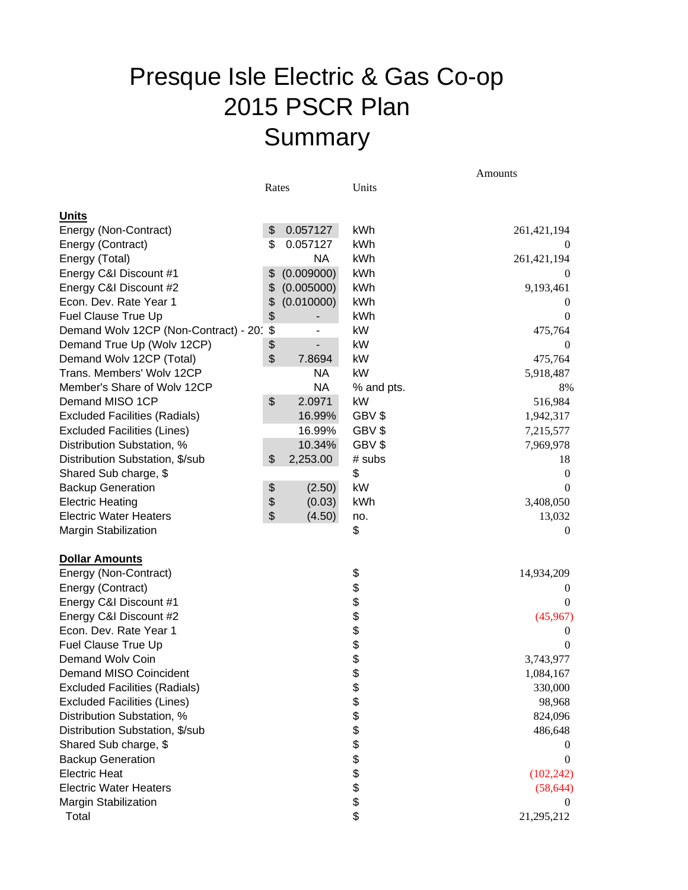# Presque Isle Electric & Gas Co-op
# 2015 PSCR Plan
# Summary

| | Rates | Units | Amounts |
|---|---|---|---|
| **Units** | | | |
| Energy (Non-Contract) | $ 0.057127 | kWh | 261,421,194 |
| Energy (Contract) | $ 0.057127 | kWh | 0 |
| Energy (Total) | NA | kWh | 261,421,194 |
| Energy C&I Discount #1 | $ (0.009000) | kWh | 0 |
| Energy C&I Discount #2 | $ (0.005000) | kWh | 9,193,461 |
| Econ. Dev. Rate Year 1 | $ (0.010000) | kWh | 0 |
| Fuel Clause True Up | $ - | kWh | 0 |
| Demand Wolv 12CP (Non-Contract) - 20: | $ - | kW | 475,764 |
| Demand True Up (Wolv 12CP) | $ - | kW | 0 |
| Demand Wolv 12CP (Total) | $ 7.8694 | kW | 475,764 |
| Trans. Members' Wolv 12CP | NA | kW | 5,918,487 |
| Member's Share of Wolv 12CP | NA | % and pts. | 8% |
| Demand MISO 1CP | $ 2.0971 | kW | 516,984 |
| Excluded Facilities (Radials) | 16.99% | GBV $ | 1,942,317 |
| Excluded Facilities (Lines) | 16.99% | GBV $ | 7,215,577 |
| Distribution Substation, % | 10.34% | GBV $ | 7,969,978 |
| Distribution Substation, $/sub | $ 2,253.00 | # subs | 18 |
| Shared Sub charge, $ | | $ | 0 |
| Backup Generation | $ (2.50) | kW | 0 |
| Electric Heating | $ (0.03) | kWh | 3,408,050 |
| Electric Water Heaters | $ (4.50) | no. | 13,032 |
| Margin Stabilization | | $ | 0 |
| **Dollar Amounts** | | | |
| Energy (Non-Contract) | | $ | 14,934,209 |
| Energy (Contract) | | $ | 0 |
| Energy C&I Discount #1 | | $ | 0 |
| Energy C&I Discount #2 | | $ | (45,967) |
| Econ. Dev. Rate Year 1 | | $ | 0 |
| Fuel Clause True Up | | $ | 0 |
| Demand Wolv Coin | | $ | 3,743,977 |
| Demand MISO Coincident | | $ | 1,084,167 |
| Excluded Facilities (Radials) | | $ | 330,000 |
| Excluded Facilities (Lines) | | $ | 98,968 |
| Distribution Substation, % | | $ | 824,096 |
| Distribution Substation, $/sub | | $ | 486,648 |
| Shared Sub charge, $ | | $ | 0 |
| Backup Generation | | $ | 0 |
| Electric Heat | | $ | (102,242) |
| Electric Water Heaters | | $ | (58,644) |
| Margin Stabilization | | $ | 0 |
| Total | | $ | 21,295,212 |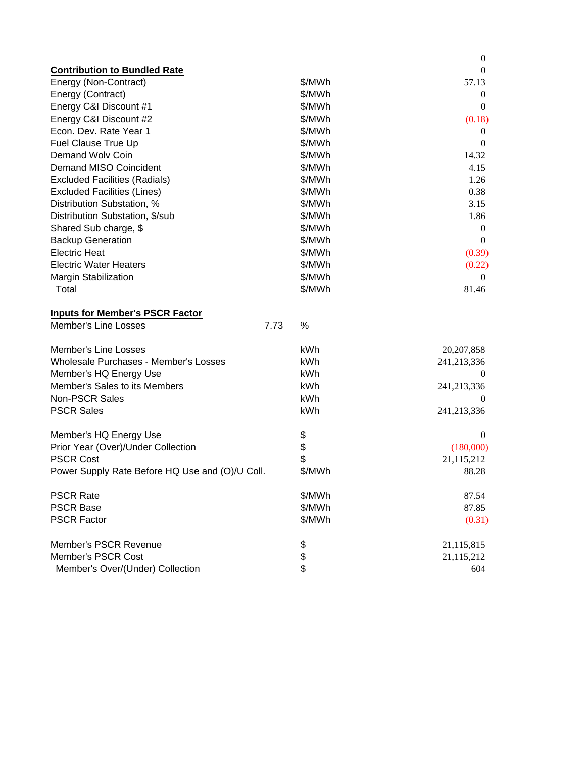| | | | 0 |
|---|---|---|---|
| **Contribution to Bundled Rate** | | | 0 |
| Energy (Non-Contract) | | $/MWh | 57.13 |
| Energy (Contract) | | $/MWh | 0 |
| Energy C&I Discount #1 | | $/MWh | 0 |
| Energy C&I Discount #2 | | $/MWh | (0.18) |
| Econ. Dev. Rate Year 1 | | $/MWh | 0 |
| Fuel Clause True Up | | $/MWh | 0 |
| Demand Wolv Coin | | $/MWh | 14.32 |
| Demand MISO Coincident | | $/MWh | 4.15 |
| Excluded Facilities (Radials) | | $/MWh | 1.26 |
| Excluded Facilities (Lines) | | $/MWh | 0.38 |
| Distribution Substation, % | | $/MWh | 3.15 |
| Distribution Substation, $/sub | | $/MWh | 1.86 |
| Shared Sub charge, $ | | $/MWh | 0 |
| Backup Generation | | $/MWh | 0 |
| Electric Heat | | $/MWh | (0.39) |
| Electric Water Heaters | | $/MWh | (0.22) |
| Margin Stabilization | | $/MWh | 0 |
| Total | | $/MWh | 81.46 |
| | | | |
| **Inputs for Member's PSCR Factor** | | | |
| Member's Line Losses | 7.73 | % | |
| | | | |
| Member's Line Losses | | kWh | 20,207,858 |
| Wholesale Purchases - Member's Losses | | kWh | 241,213,336 |
| Member's HQ Energy Use | | kWh | 0 |
| Member's Sales to its Members | | kWh | 241,213,336 |
| Non-PSCR Sales | | kWh | 0 |
| PSCR Sales | | kWh | 241,213,336 |
| | | | |
| Member's HQ Energy Use | | $ | 0 |
| Prior Year (Over)/Under Collection | | $ | (180,000) |
| PSCR Cost | | $ | 21,115,212 |
| Power Supply Rate Before HQ Use and (O)/U Coll. | | $/MWh | 88.28 |
| | | | |
| PSCR Rate | | $/MWh | 87.54 |
| PSCR Base | | $/MWh | 87.85 |
| PSCR Factor | | $/MWh | (0.31) |
| | | | |
| Member's PSCR Revenue | | $ | 21,115,815 |
| Member's PSCR Cost | | $ | 21,115,212 |
| Member's Over/(Under) Collection | | $ | 604 |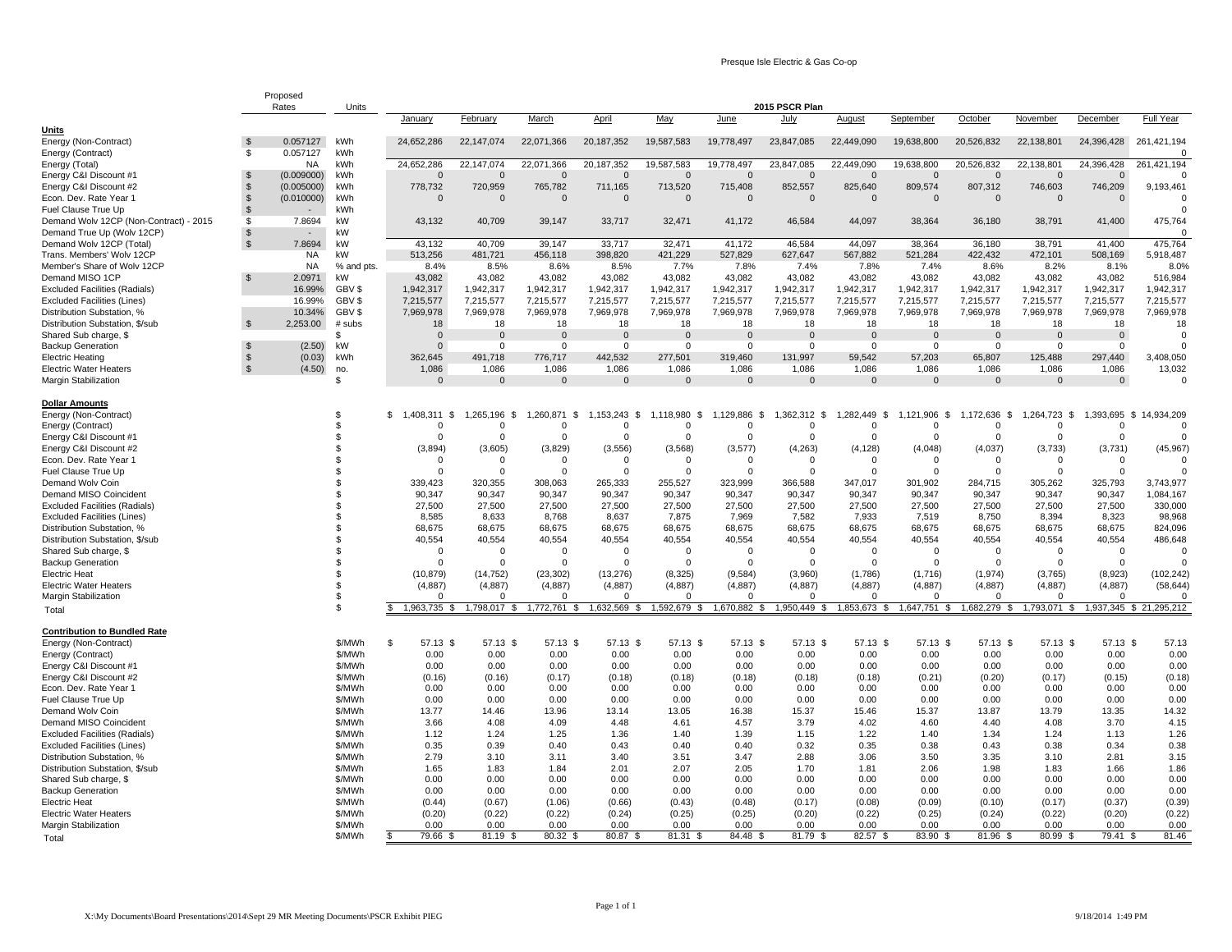# Presque Isle Electric & Gas Co-op

| | Proposed Rates | Units | January | February | March | April | May | June | July | August | September | October | November | December | Full Year |
|---|---|---|---|---|---|---|---|---|---|---|---|---|---|---|---|
| | | | **2015 PSCR Plan** | | | | | | | | | | | | |
| **Units** | | | | | | | | | | | | | | | |
| Energy (Non-Contract) | $ 0.057127 | kWh | 24,652,286 | 22,147,074 | 22,071,366 | 20,187,352 | 19,587,583 | 19,778,497 | 23,847,085 | 22,449,090 | 19,638,800 | 20,526,832 | 22,138,801 | 24,396,428 | 261,421,194 |
| Energy (Contract) | $ 0.057127 | kWh | | | | | | | | | | | | | 0 |
| Energy (Total) | NA | kWh | 24,652,286 | 22,147,074 | 22,071,366 | 20,187,352 | 19,587,583 | 19,778,497 | 23,847,085 | 22,449,090 | 19,638,800 | 20,526,832 | 22,138,801 | 24,396,428 | 261,421,194 |
| Energy C&I Discount #1 | $ (0.009000) | kWh | 0 | 0 | 0 | 0 | 0 | 0 | 0 | 0 | 0 | 0 | 0 | 0 | 0 |
| Energy C&I Discount #2 | $ (0.005000) | kWh | 778,732 | 720,959 | 765,782 | 711,165 | 713,520 | 715,408 | 852,557 | 825,640 | 809,574 | 807,312 | 746,603 | 746,209 | 9,193,461 |
| Econ. Dev. Rate Year 1 | $ (0.010000) | kWh | 0 | 0 | 0 | 0 | 0 | 0 | 0 | 0 | 0 | 0 | 0 | 0 | 0 |
| Fuel Clause True Up | $ - | kWh | | | | | | | | | | | | | 0 |
| Demand Wolv 12CP (Non-Contract) - 2015 | $ 7.8694 | kW | 43,132 | 40,709 | 39,147 | 33,717 | 32,471 | 41,172 | 46,584 | 44,097 | 38,364 | 36,180 | 38,791 | 41,400 | 475,764 |
| Demand True Up (Wolv 12CP) | $ - | kW | | | | | | | | | | | | | 0 |
| Demand Wolv 12CP (Total) | $ 7.8694 | kW | 43,132 | 40,709 | 39,147 | 33,717 | 32,471 | 41,172 | 46,584 | 44,097 | 38,364 | 36,180 | 38,791 | 41,400 | 475,764 |
| Trans. Members' Wolv 12CP | NA | kW | 513,256 | 481,721 | 456,118 | 398,820 | 421,229 | 527,829 | 627,647 | 567,882 | 521,284 | 422,432 | 472,101 | 508,169 | 5,918,487 |
| Member's Share of Wolv 12CP | NA | % and pts. | 8.4% | 8.5% | 8.6% | 8.5% | 7.7% | 7.8% | 7.4% | 7.8% | 7.4% | 8.6% | 8.2% | 8.1% | 8.0% |
| Demand MISO 1CP | $ 2.0971 | kW | 43,082 | 43,082 | 43,082 | 43,082 | 43,082 | 43,082 | 43,082 | 43,082 | 43,082 | 43,082 | 43,082 | 43,082 | 516,984 |
| Excluded Facilities (Radials) | 16.99% | GBV $ | 1,942,317 | 1,942,317 | 1,942,317 | 1,942,317 | 1,942,317 | 1,942,317 | 1,942,317 | 1,942,317 | 1,942,317 | 1,942,317 | 1,942,317 | 1,942,317 | 1,942,317 |
| Excluded Facilities (Lines) | 16.99% | GBV $ | 7,215,577 | 7,215,577 | 7,215,577 | 7,215,577 | 7,215,577 | 7,215,577 | 7,215,577 | 7,215,577 | 7,215,577 | 7,215,577 | 7,215,577 | 7,215,577 | 7,215,577 |
| Distribution Substation, % | 10.34% | GBV $ | 7,969,978 | 7,969,978 | 7,969,978 | 7,969,978 | 7,969,978 | 7,969,978 | 7,969,978 | 7,969,978 | 7,969,978 | 7,969,978 | 7,969,978 | 7,969,978 | 7,969,978 |
| Distribution Substation, $/sub | $ 2,253.00 | # subs | 18 | 18 | 18 | 18 | 18 | 18 | 18 | 18 | 18 | 18 | 18 | 18 | 18 |
| Shared Sub charge, $ | | $ | 0 | 0 | 0 | 0 | 0 | 0 | 0 | 0 | 0 | 0 | 0 | 0 | 0 |
| Backup Generation | $ (2.50) | kW | 0 | 0 | 0 | 0 | 0 | 0 | 0 | 0 | 0 | 0 | 0 | 0 | 0 |
| Electric Heating | $ (0.03) | kWh | 362,645 | 491,718 | 776,717 | 442,532 | 277,501 | 319,460 | 131,997 | 59,542 | 57,203 | 65,807 | 125,488 | 297,440 | 3,408,050 |
| Electric Water Heaters | $ (4.50) | no. | 1,086 | 1,086 | 1,086 | 1,086 | 1,086 | 1,086 | 1,086 | 1,086 | 1,086 | 1,086 | 1,086 | 1,086 | 13,032 |
| Margin Stabilization | | $ | 0 | 0 | 0 | 0 | 0 | 0 | 0 | 0 | 0 | 0 | 0 | 0 | 0 |
| **Dollar Amounts** | | | | | | | | | | | | | | | |
| Energy (Non-Contract) | | $ | $ 1,408,311 | $ 1,265,196 | $ 1,260,871 | $ 1,153,243 | $ 1,118,980 | $ 1,129,886 | $ 1,362,312 | $ 1,282,449 | $ 1,121,906 | $ 1,172,636 | $ 1,264,723 | $ 1,393,695 | $ 14,934,209 |
| Energy (Contract) | | $ | 0 | 0 | 0 | 0 | 0 | 0 | 0 | 0 | 0 | 0 | 0 | 0 | 0 |
| Energy C&I Discount #1 | | $ | 0 | 0 | 0 | 0 | 0 | 0 | 0 | 0 | 0 | 0 | 0 | 0 | 0 |
| Energy C&I Discount #2 | | $ | (3,894) | (3,605) | (3,829) | (3,556) | (3,568) | (3,577) | (4,263) | (4,128) | (4,048) | (4,037) | (3,733) | (3,731) | (45,967) |
| Econ. Dev. Rate Year 1 | | $ | 0 | 0 | 0 | 0 | 0 | 0 | 0 | 0 | 0 | 0 | 0 | 0 | 0 |
| Fuel Clause True Up | | $ | 0 | 0 | 0 | 0 | 0 | 0 | 0 | 0 | 0 | 0 | 0 | 0 | 0 |
| Demand Wolv Coin | | $ | 339,423 | 320,355 | 308,063 | 265,333 | 255,527 | 323,999 | 366,588 | 347,017 | 301,902 | 284,715 | 305,262 | 325,793 | 3,743,977 |
| Demand MISO Coincident | | $ | 90,347 | 90,347 | 90,347 | 90,347 | 90,347 | 90,347 | 90,347 | 90,347 | 90,347 | 90,347 | 90,347 | 90,347 | 1,084,167 |
| Excluded Facilities (Radials) | | $ | 27,500 | 27,500 | 27,500 | 27,500 | 27,500 | 27,500 | 27,500 | 27,500 | 27,500 | 27,500 | 27,500 | 27,500 | 330,000 |
| Excluded Facilities (Lines) | | $ | 8,585 | 8,633 | 8,768 | 8,637 | 7,875 | 7,969 | 7,582 | 7,933 | 7,519 | 8,750 | 8,394 | 8,323 | 98,968 |
| Distribution Substation, % | | $ | 68,675 | 68,675 | 68,675 | 68,675 | 68,675 | 68,675 | 68,675 | 68,675 | 68,675 | 68,675 | 68,675 | 68,675 | 824,096 |
| Distribution Substation, $/sub | | $ | 40,554 | 40,554 | 40,554 | 40,554 | 40,554 | 40,554 | 40,554 | 40,554 | 40,554 | 40,554 | 40,554 | 40,554 | 486,648 |
| Shared Sub charge, $ | | $ | 0 | 0 | 0 | 0 | 0 | 0 | 0 | 0 | 0 | 0 | 0 | 0 | 0 |
| Backup Generation | | $ | 0 | 0 | 0 | 0 | 0 | 0 | 0 | 0 | 0 | 0 | 0 | 0 | 0 |
| Electric Heat | | $ | (10,879) | (14,752) | (23,302) | (13,276) | (8,325) | (9,584) | (3,960) | (1,786) | (1,716) | (1,974) | (3,765) | (8,923) | (102,242) |
| Electric Water Heaters | | $ | (4,887) | (4,887) | (4,887) | (4,887) | (4,887) | (4,887) | (4,887) | (4,887) | (4,887) | (4,887) | (4,887) | (4,887) | (58,644) |
| Margin Stabilization | | $ | 0 | 0 | 0 | 0 | 0 | 0 | 0 | 0 | 0 | 0 | 0 | 0 | 0 |
| Total | | $ | $ 1,963,735 | $ 1,798,017 | $ 1,772,761 | $ 1,632,569 | $ 1,592,679 | $ 1,670,882 | $ 1,950,449 | $ 1,853,673 | $ 1,647,751 | $ 1,682,279 | $ 1,793,071 | $ 1,937,345 | $ 21,295,212 |
| **Contribution to Bundled Rate** | | | | | | | | | | | | | | | |
| Energy (Non-Contract) | | $/MWh | $ 57.13 | $ 57.13 | $ 57.13 | $ 57.13 | $ 57.13 | $ 57.13 | $ 57.13 | $ 57.13 | $ 57.13 | $ 57.13 | $ 57.13 | $ 57.13 | $ 57.13 |
| Energy (Contract) | | $/MWh | 0.00 | 0.00 | 0.00 | 0.00 | 0.00 | 0.00 | 0.00 | 0.00 | 0.00 | 0.00 | 0.00 | 0.00 | 0.00 |
| Energy C&I Discount #1 | | $/MWh | 0.00 | 0.00 | 0.00 | 0.00 | 0.00 | 0.00 | 0.00 | 0.00 | 0.00 | 0.00 | 0.00 | 0.00 | 0.00 |
| Energy C&I Discount #2 | | $/MWh | (0.16) | (0.16) | (0.17) | (0.18) | (0.18) | (0.18) | (0.18) | (0.18) | (0.21) | (0.20) | (0.17) | (0.15) | (0.18) |
| Econ. Dev. Rate Year 1 | | $/MWh | 0.00 | 0.00 | 0.00 | 0.00 | 0.00 | 0.00 | 0.00 | 0.00 | 0.00 | 0.00 | 0.00 | 0.00 | 0.00 |
| Fuel Clause True Up | | $/MWh | 0.00 | 0.00 | 0.00 | 0.00 | 0.00 | 0.00 | 0.00 | 0.00 | 0.00 | 0.00 | 0.00 | 0.00 | 0.00 |
| Demand Wolv Coin | | $/MWh | 13.77 | 14.46 | 13.96 | 13.14 | 13.05 | 16.38 | 15.37 | 15.46 | 15.37 | 13.87 | 13.79 | 13.35 | 14.32 |
| Demand MISO Coincident | | $/MWh | 3.66 | 4.08 | 4.09 | 4.48 | 4.61 | 4.57 | 3.79 | 4.02 | 4.60 | 4.40 | 4.08 | 3.70 | 4.15 |
| Excluded Facilities (Radials) | | $/MWh | 1.12 | 1.24 | 1.25 | 1.36 | 1.40 | 1.39 | 1.15 | 1.22 | 1.40 | 1.34 | 1.24 | 1.13 | 1.26 |
| Excluded Facilities (Lines) | | $/MWh | 0.35 | 0.39 | 0.40 | 0.43 | 0.40 | 0.40 | 0.32 | 0.35 | 0.38 | 0.43 | 0.38 | 0.34 | 0.38 |
| Distribution Substation, % | | $/MWh | 2.79 | 3.10 | 3.11 | 3.40 | 3.51 | 3.47 | 2.88 | 3.06 | 3.50 | 3.35 | 3.10 | 2.81 | 3.15 |
| Distribution Substation, $/sub | | $/MWh | 1.65 | 1.83 | 1.84 | 2.01 | 2.07 | 2.05 | 1.70 | 1.81 | 2.06 | 1.98 | 1.83 | 1.66 | 1.86 |
| Shared Sub charge, $ | | $/MWh | 0.00 | 0.00 | 0.00 | 0.00 | 0.00 | 0.00 | 0.00 | 0.00 | 0.00 | 0.00 | 0.00 | 0.00 | 0.00 |
| Backup Generation | | $/MWh | 0.00 | 0.00 | 0.00 | 0.00 | 0.00 | 0.00 | 0.00 | 0.00 | 0.00 | 0.00 | 0.00 | 0.00 | 0.00 |
| Electric Heat | | $/MWh | (0.44) | (0.67) | (1.06) | (0.66) | (0.43) | (0.48) | (0.17) | (0.08) | (0.09) | (0.10) | (0.17) | (0.37) | (0.39) |
| Electric Water Heaters | | $/MWh | (0.20) | (0.22) | (0.22) | (0.24) | (0.25) | (0.25) | (0.20) | (0.22) | (0.25) | (0.24) | (0.22) | (0.20) | (0.22) |
| Margin Stabilization | | $/MWh | 0.00 | 0.00 | 0.00 | 0.00 | 0.00 | 0.00 | 0.00 | 0.00 | 0.00 | 0.00 | 0.00 | 0.00 | 0.00 |
| Total | | $/MWh | $ 79.66 | $ 81.19 | $ 80.32 | $ 80.87 | $ 81.31 | $ 84.48 | $ 81.79 | $ 82.57 | $ 83.90 | $ 81.96 | $ 80.99 | $ 79.41 | $ 81.46 |

X:\My Documents\Board Presentations\2014\Sept 29 MR Meeting Documents\PSCR Exhibit PIEG

9/18/2014 1:49 PM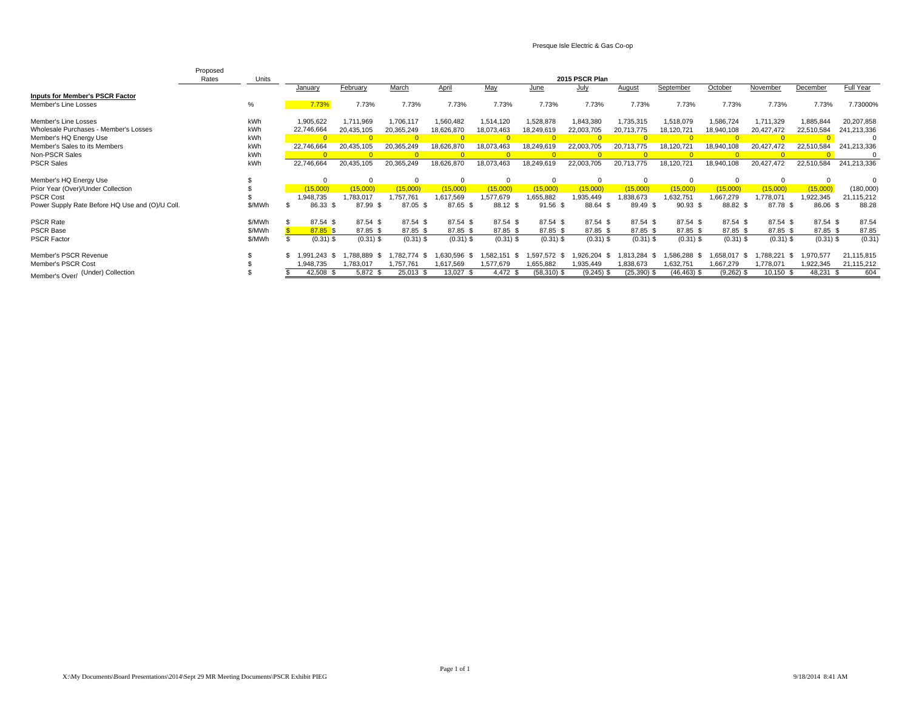Presque Isle Electric & Gas Co-op

| | Proposed Rates | Units | January | February | March | April | May | June | July | August | September | October | November | December | Full Year |
|---|---|---|---|---|---|---|---|---|---|---|---|---|---|---|---|
| | | | **2015 PSCR Plan** | | | | | | | | | | | | |
| **Inputs for Member's PSCR Factor** | | | | | | | | | | | | | | | |
| Member's Line Losses | | % | 7.73% | 7.73% | 7.73% | 7.73% | 7.73% | 7.73% | 7.73% | 7.73% | 7.73% | 7.73% | 7.73% | 7.73% | 7.73000% |
| Member's Line Losses | | kWh | 1,905,622 | 1,711,969 | 1,706,117 | 1,560,482 | 1,514,120 | 1,528,878 | 1,843,380 | 1,735,315 | 1,518,079 | 1,586,724 | 1,711,329 | 1,885,844 | 20,207,858 |
| Wholesale Purchases - Member's Losses | | kWh | 22,746,664 | 20,435,105 | 20,365,249 | 18,626,870 | 18,073,463 | 18,249,619 | 22,003,705 | 20,713,775 | 18,120,721 | 18,940,108 | 20,427,472 | 22,510,584 | 241,213,336 |
| Member's HQ Energy Use | | kWh | 0 | 0 | 0 | 0 | 0 | 0 | 0 | 0 | 0 | 0 | 0 | 0 | 0 |
| Member's Sales to its Members | | kWh | 22,746,664 | 20,435,105 | 20,365,249 | 18,626,870 | 18,073,463 | 18,249,619 | 22,003,705 | 20,713,775 | 18,120,721 | 18,940,108 | 20,427,472 | 22,510,584 | 241,213,336 |
| Non-PSCR Sales | | kWh | 0 | 0 | 0 | 0 | 0 | 0 | 0 | 0 | 0 | 0 | 0 | 0 | 0 |
| PSCR Sales | | kWh | 22,746,664 | 20,435,105 | 20,365,249 | 18,626,870 | 18,073,463 | 18,249,619 | 22,003,705 | 20,713,775 | 18,120,721 | 18,940,108 | 20,427,472 | 22,510,584 | 241,213,336 |
| Member's HQ Energy Use | | $ | 0 | 0 | 0 | 0 | 0 | 0 | 0 | 0 | 0 | 0 | 0 | 0 | 0 |
| Prior Year (Over)/Under Collection | | $ | (15,000) | (15,000) | (15,000) | (15,000) | (15,000) | (15,000) | (15,000) | (15,000) | (15,000) | (15,000) | (15,000) | (15,000) | (180,000) |
| PSCR Cost | | $ | 1,948,735 | 1,783,017 | 1,757,761 | 1,617,569 | 1,577,679 | 1,655,882 | 1,935,449 | 1,838,673 | 1,632,751 | 1,667,279 | 1,778,071 | 1,922,345 | 21,115,212 |
| Power Supply Rate Before HQ Use and (O)/U Coll. | | $/MWh | $ 86.33 | $ 87.99 | $ 87.05 | $ 87.65 | $ 88.12 | $ 91.56 | $ 88.64 | $ 89.49 | $ 90.93 | $ 88.82 | $ 87.78 | $ 86.06 | $ 88.28 |
| PSCR Rate | | $/MWh | $ 87.54 | $ 87.54 | $ 87.54 | $ 87.54 | $ 87.54 | $ 87.54 | $ 87.54 | $ 87.54 | $ 87.54 | $ 87.54 | $ 87.54 | $ 87.54 | $ 87.54 |
| PSCR Base | | $/MWh | $ 87.85 | $ 87.85 | $ 87.85 | $ 87.85 | $ 87.85 | $ 87.85 | $ 87.85 | $ 87.85 | $ 87.85 | $ 87.85 | $ 87.85 | $ 87.85 | $ 87.85 |
| PSCR Factor | | $/MWh | $ (0.31) | $ (0.31) | $ (0.31) | $ (0.31) | $ (0.31) | $ (0.31) | $ (0.31) | $ (0.31) | $ (0.31) | $ (0.31) | $ (0.31) | $ (0.31) | $ (0.31) |
| Member's PSCR Revenue | | $ | $ 1,991,243 | $ 1,788,889 | $ 1,782,774 | $ 1,630,596 | $ 1,582,151 | $ 1,597,572 | $ 1,926,204 | $ 1,813,284 | $ 1,586,288 | $ 1,658,017 | $ 1,788,221 | $ 1,970,577 | 21,115,815 |
| Member's PSCR Cost | | $ | 1,948,735 | 1,783,017 | 1,757,761 | 1,617,569 | 1,577,679 | 1,655,882 | 1,935,449 | 1,838,673 | 1,632,751 | 1,667,279 | 1,778,071 | 1,922,345 | 21,115,212 |
| Member's Over/ (Under) Collection | | $ | $ 42,508 | $ 5,872 | $ 25,013 | $ 13,027 | $ 4,472 | $ (58,310) | $ (9,245) | $ (25,390) | $ (46,463) | $ (9,262) | $ 10,150 | $ 48,231 | $ 604 |

X:\My Documents\Board Presentations\2014\Sept 29 MR Meeting Documents\PSCR Exhibit PIEG    9/18/2014 8:41 AM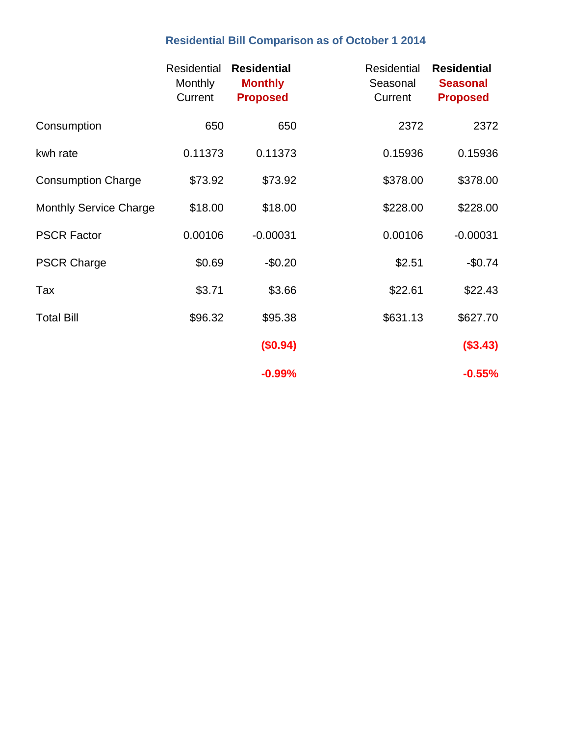## Residential Bill Comparison as of October 1 2014

| | Residential Monthly Current | **Residential Monthly Proposed** | Residential Seasonal Current | **Residential Seasonal Proposed** |
|---|---|---|---|---|
| Consumption | 650 | 650 | 2372 | 2372 |
| kwh rate | 0.11373 | 0.11373 | 0.15936 | 0.15936 |
| Consumption Charge | $73.92 | $73.92 | $378.00 | $378.00 |
| Monthly Service Charge | $18.00 | $18.00 | $228.00 | $228.00 |
| PSCR Factor | 0.00106 | -0.00031 | 0.00106 | -0.00031 |
| PSCR Charge | $0.69 | -$0.20 | $2.51 | -$0.74 |
| Tax | $3.71 | $3.66 | $22.61 | $22.43 |
| Total Bill | $96.32 | $95.38 | $631.13 | $627.70 |
| | | **($0.94)** | | **($3.43)** |
| | | **-0.99%** | | **-0.55%** |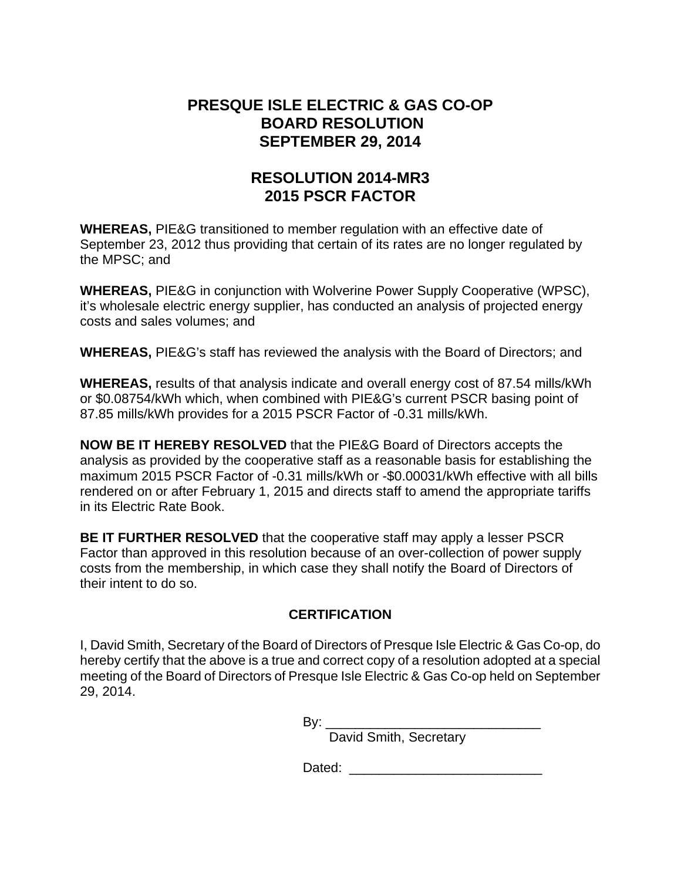# PRESQUE ISLE ELECTRIC & GAS CO-OP
# BOARD RESOLUTION
# SEPTEMBER 29, 2014

## RESOLUTION 2014-MR3
## 2015 PSCR FACTOR

**WHEREAS,** PIE&G transitioned to member regulation with an effective date of September 23, 2012 thus providing that certain of its rates are no longer regulated by the MPSC; and

**WHEREAS,** PIE&G in conjunction with Wolverine Power Supply Cooperative (WPSC), it's wholesale electric energy supplier, has conducted an analysis of projected energy costs and sales volumes; and

**WHEREAS,** PIE&G's staff has reviewed the analysis with the Board of Directors; and

**WHEREAS,** results of that analysis indicate and overall energy cost of 87.54 mills/kWh or $0.08754/kWh which, when combined with PIE&G's current PSCR basing point of 87.85 mills/kWh provides for a 2015 PSCR Factor of -0.31 mills/kWh.

**NOW BE IT HEREBY RESOLVED** that the PIE&G Board of Directors accepts the analysis as provided by the cooperative staff as a reasonable basis for establishing the maximum 2015 PSCR Factor of -0.31 mills/kWh or -$0.00031/kWh effective with all bills rendered on or after February 1, 2015 and directs staff to amend the appropriate tariffs in its Electric Rate Book.

**BE IT FURTHER RESOLVED** that the cooperative staff may apply a lesser PSCR Factor than approved in this resolution because of an over-collection of power supply costs from the membership, in which case they shall notify the Board of Directors of their intent to do so.

### CERTIFICATION

I, David Smith, Secretary of the Board of Directors of Presque Isle Electric & Gas Co-op, do hereby certify that the above is a true and correct copy of a resolution adopted at a special meeting of the Board of Directors of Presque Isle Electric & Gas Co-op held on September 29, 2014.

By: ______________________________
David Smith, Secretary

Dated: ___________________________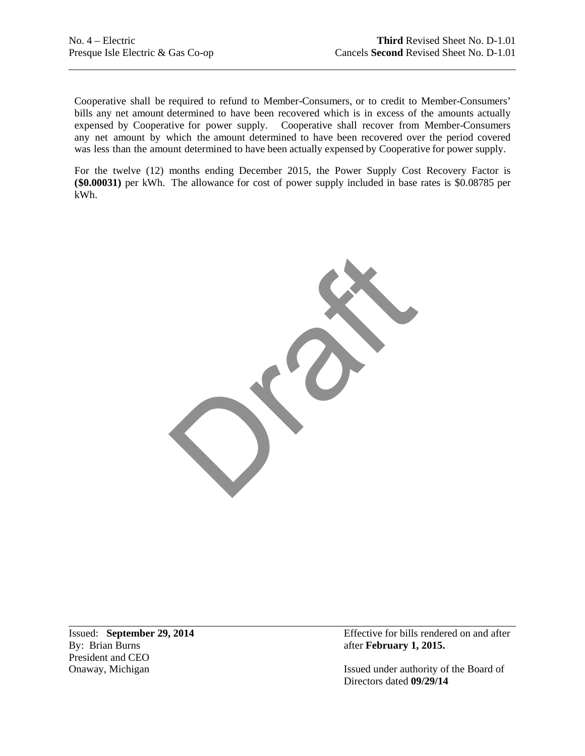No. 4 – Electric
Presque Isle Electric & Gas Co-op

**Third** Revised Sheet No. D-1.01
Cancels **Second** Revised Sheet No. D-1.01

Cooperative shall be required to refund to Member-Consumers, or to credit to Member-Consumers' bills any net amount determined to have been recovered which is in excess of the amounts actually expensed by Cooperative for power supply. Cooperative shall recover from Member-Consumers any net amount by which the amount determined to have been recovered over the period covered was less than the amount determined to have been actually expensed by Cooperative for power supply.

For the twelve (12) months ending December 2015, the Power Supply Cost Recovery Factor is **($0.00031)** per kWh. The allowance for cost of power supply included in base rates is $0.08785 per kWh.

Draft

Issued: **September 29, 2014**
By: Brian Burns
President and CEO
Onaway, Michigan

Effective for bills rendered on and after after **February 1, 2015.**

Issued under authority of the Board of Directors dated **09/29/14**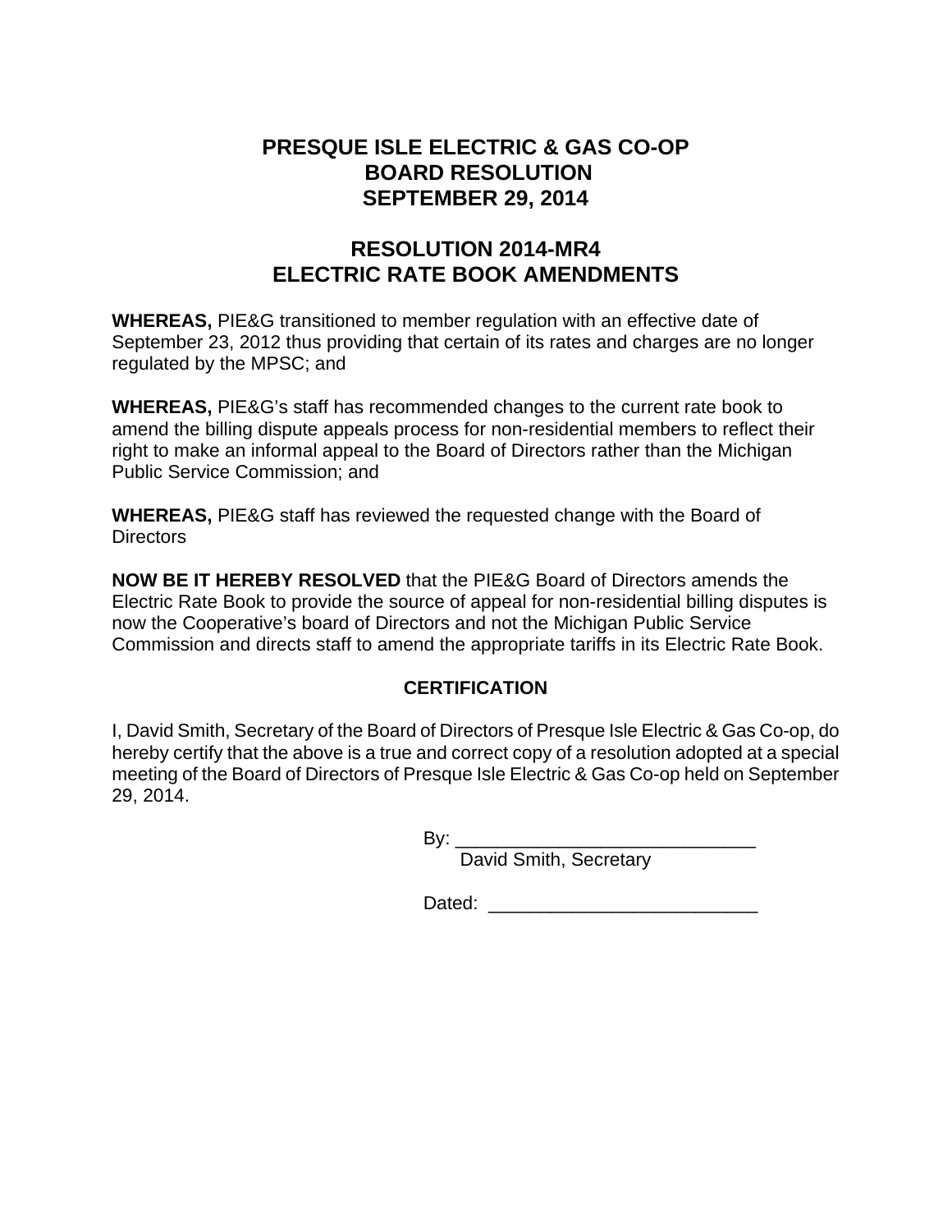# PRESQUE ISLE ELECTRIC & GAS CO-OP
# BOARD RESOLUTION
# SEPTEMBER 29, 2014

## RESOLUTION 2014-MR4
## ELECTRIC RATE BOOK AMENDMENTS

**WHEREAS,** PIE&G transitioned to member regulation with an effective date of September 23, 2012 thus providing that certain of its rates and charges are no longer regulated by the MPSC; and

**WHEREAS,** PIE&G's staff has recommended changes to the current rate book to amend the billing dispute appeals process for non-residential members to reflect their right to make an informal appeal to the Board of Directors rather than the Michigan Public Service Commission; and

**WHEREAS,** PIE&G staff has reviewed the requested change with the Board of Directors

**NOW BE IT HEREBY RESOLVED** that the PIE&G Board of Directors amends the Electric Rate Book to provide the source of appeal for non-residential billing disputes is now the Cooperative's board of Directors and not the Michigan Public Service Commission and directs staff to amend the appropriate tariffs in its Electric Rate Book.

### CERTIFICATION

I, David Smith, Secretary of the Board of Directors of Presque Isle Electric & Gas Co-op, do hereby certify that the above is a true and correct copy of a resolution adopted at a special meeting of the Board of Directors of Presque Isle Electric & Gas Co-op held on September 29, 2014.

By: _____________________________
David Smith, Secretary

Dated: __________________________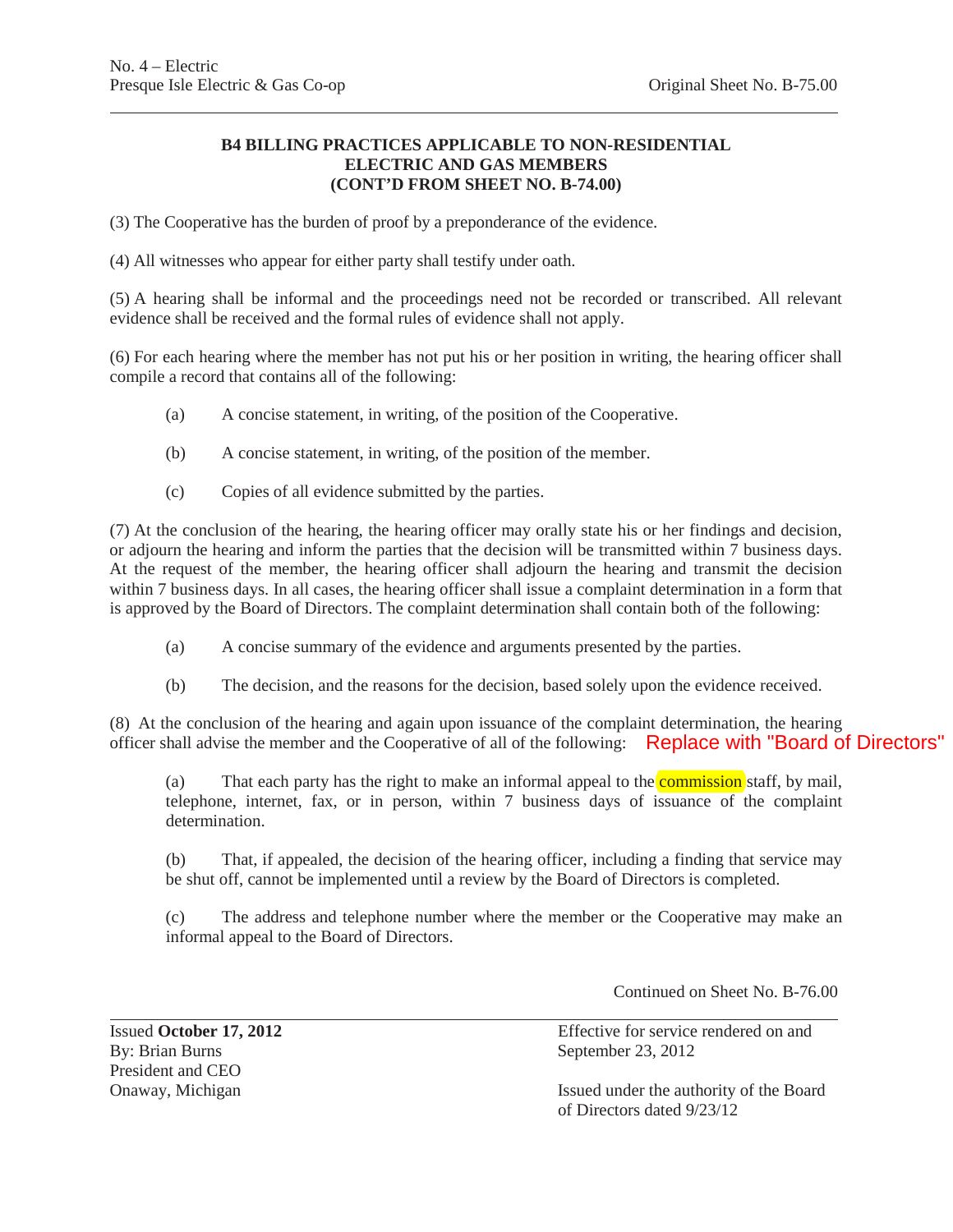No. 4 – Electric
Presque Isle Electric & Gas Co-op

Original Sheet No. B-75.00

**B4 BILLING PRACTICES APPLICABLE TO NON-RESIDENTIAL ELECTRIC AND GAS MEMBERS (CONT'D FROM SHEET NO. B-74.00)**

(3) The Cooperative has the burden of proof by a preponderance of the evidence.

(4) All witnesses who appear for either party shall testify under oath.

(5) A hearing shall be informal and the proceedings need not be recorded or transcribed. All relevant evidence shall be received and the formal rules of evidence shall not apply.

(6) For each hearing where the member has not put his or her position in writing, the hearing officer shall compile a record that contains all of the following:

(a) A concise statement, in writing, of the position of the Cooperative.

(b) A concise statement, in writing, of the position of the member.

(c) Copies of all evidence submitted by the parties.

(7) At the conclusion of the hearing, the hearing officer may orally state his or her findings and decision, or adjourn the hearing and inform the parties that the decision will be transmitted within 7 business days. At the request of the member, the hearing officer shall adjourn the hearing and transmit the decision within 7 business days. In all cases, the hearing officer shall issue a complaint determination in a form that is approved by the Board of Directors. The complaint determination shall contain both of the following:

(a) A concise summary of the evidence and arguments presented by the parties.

(b) The decision, and the reasons for the decision, based solely upon the evidence received.

(8) At the conclusion of the hearing and again upon issuance of the complaint determination, the hearing officer shall advise the member and the Cooperative of all of the following: Replace with "Board of Directors"

(a) That each party has the right to make an informal appeal to the commission staff, by mail, telephone, internet, fax, or in person, within 7 business days of issuance of the complaint determination.

(b) That, if appealed, the decision of the hearing officer, including a finding that service may be shut off, cannot be implemented until a review by the Board of Directors is completed.

(c) The address and telephone number where the member or the Cooperative may make an informal appeal to the Board of Directors.

Continued on Sheet No. B-76.00

Issued **October 17, 2012**
By: Brian Burns
President and CEO
Onaway, Michigan

Effective for service rendered on and September 23, 2012

Issued under the authority of the Board of Directors dated 9/23/12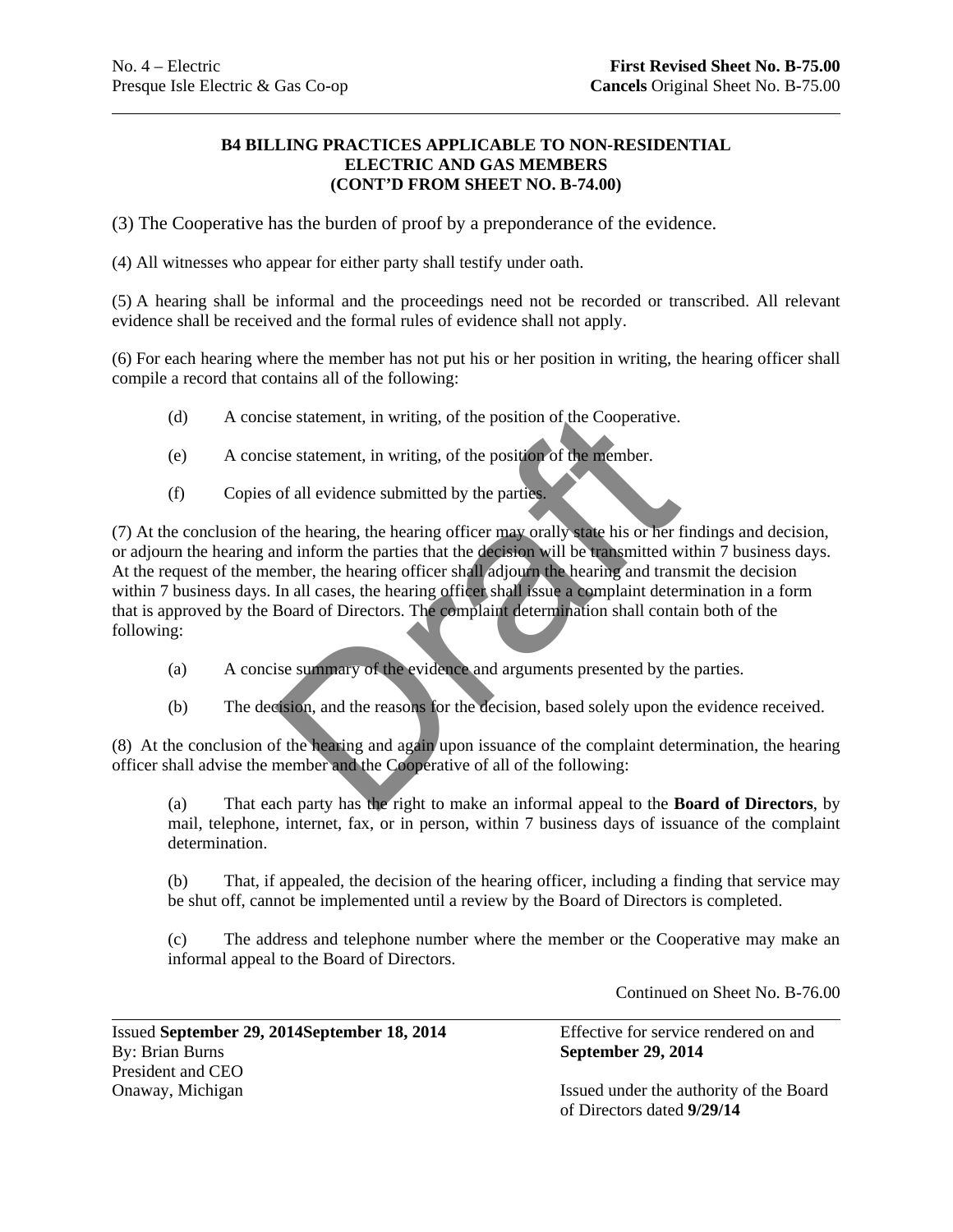### B4 BILLING PRACTICES APPLICABLE TO NON-RESIDENTIAL ELECTRIC AND GAS MEMBERS (CONT'D FROM SHEET NO. B-74.00)

(3) The Cooperative has the burden of proof by a preponderance of the evidence.

(4) All witnesses who appear for either party shall testify under oath.

(5) A hearing shall be informal and the proceedings need not be recorded or transcribed. All relevant evidence shall be received and the formal rules of evidence shall not apply.

(6) For each hearing where the member has not put his or her position in writing, the hearing officer shall compile a record that contains all of the following:

(d) A concise statement, in writing, of the position of the Cooperative.

(e) A concise statement, in writing, of the position of the member.

(f) Copies of all evidence submitted by the parties.

(7) At the conclusion of the hearing, the hearing officer may orally state his or her findings and decision, or adjourn the hearing and inform the parties that the decision will be transmitted within 7 business days. At the request of the member, the hearing officer shall adjourn the hearing and transmit the decision within 7 business days. In all cases, the hearing officer shall issue a complaint determination in a form that is approved by the Board of Directors. The complaint determination shall contain both of the following:

(a) A concise summary of the evidence and arguments presented by the parties.

(b) The decision, and the reasons for the decision, based solely upon the evidence received.

(8) At the conclusion of the hearing and again upon issuance of the complaint determination, the hearing officer shall advise the member and the Cooperative of all of the following:

(a) That each party has the right to make an informal appeal to the **Board of Directors**, by mail, telephone, internet, fax, or in person, within 7 business days of issuance of the complaint determination.

(b) That, if appealed, the decision of the hearing officer, including a finding that service may be shut off, cannot be implemented until a review by the Board of Directors is completed.

(c) The address and telephone number where the member or the Cooperative may make an informal appeal to the Board of Directors.

Continued on Sheet No. B-76.00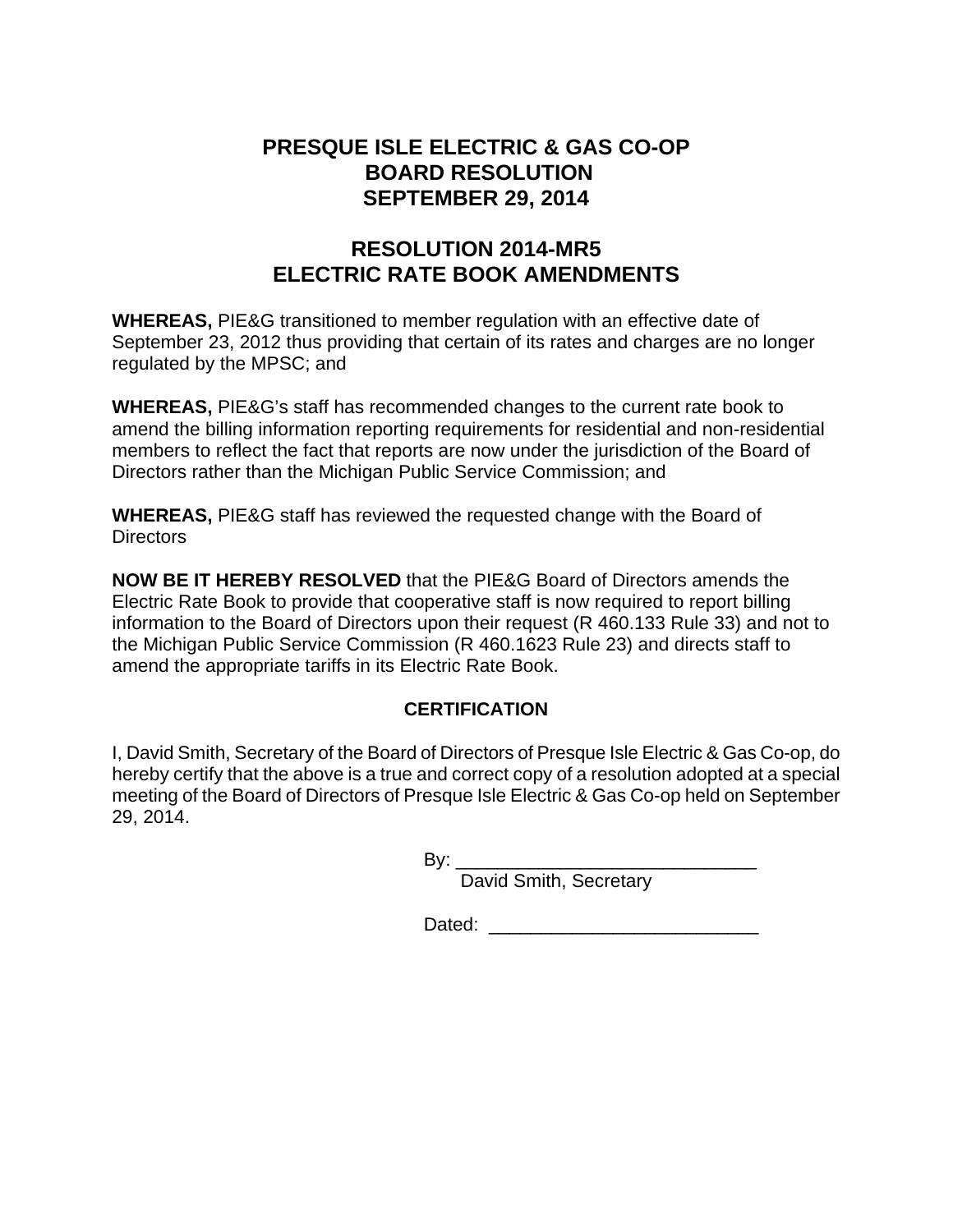# PRESQUE ISLE ELECTRIC & GAS CO-OP
# BOARD RESOLUTION
# SEPTEMBER 29, 2014

## RESOLUTION 2014-MR5
## ELECTRIC RATE BOOK AMENDMENTS

**WHEREAS,** PIE&G transitioned to member regulation with an effective date of September 23, 2012 thus providing that certain of its rates and charges are no longer regulated by the MPSC; and

**WHEREAS,** PIE&G's staff has recommended changes to the current rate book to amend the billing information reporting requirements for residential and non-residential members to reflect the fact that reports are now under the jurisdiction of the Board of Directors rather than the Michigan Public Service Commission; and

**WHEREAS,** PIE&G staff has reviewed the requested change with the Board of Directors

**NOW BE IT HEREBY RESOLVED** that the PIE&G Board of Directors amends the Electric Rate Book to provide that cooperative staff is now required to report billing information to the Board of Directors upon their request (R 460.133 Rule 33) and not to the Michigan Public Service Commission (R 460.1623 Rule 23) and directs staff to amend the appropriate tariffs in its Electric Rate Book.

### CERTIFICATION

I, David Smith, Secretary of the Board of Directors of Presque Isle Electric & Gas Co-op, do hereby certify that the above is a true and correct copy of a resolution adopted at a special meeting of the Board of Directors of Presque Isle Electric & Gas Co-op held on September 29, 2014.

By: ______________________________
David Smith, Secretary

Dated: __________________________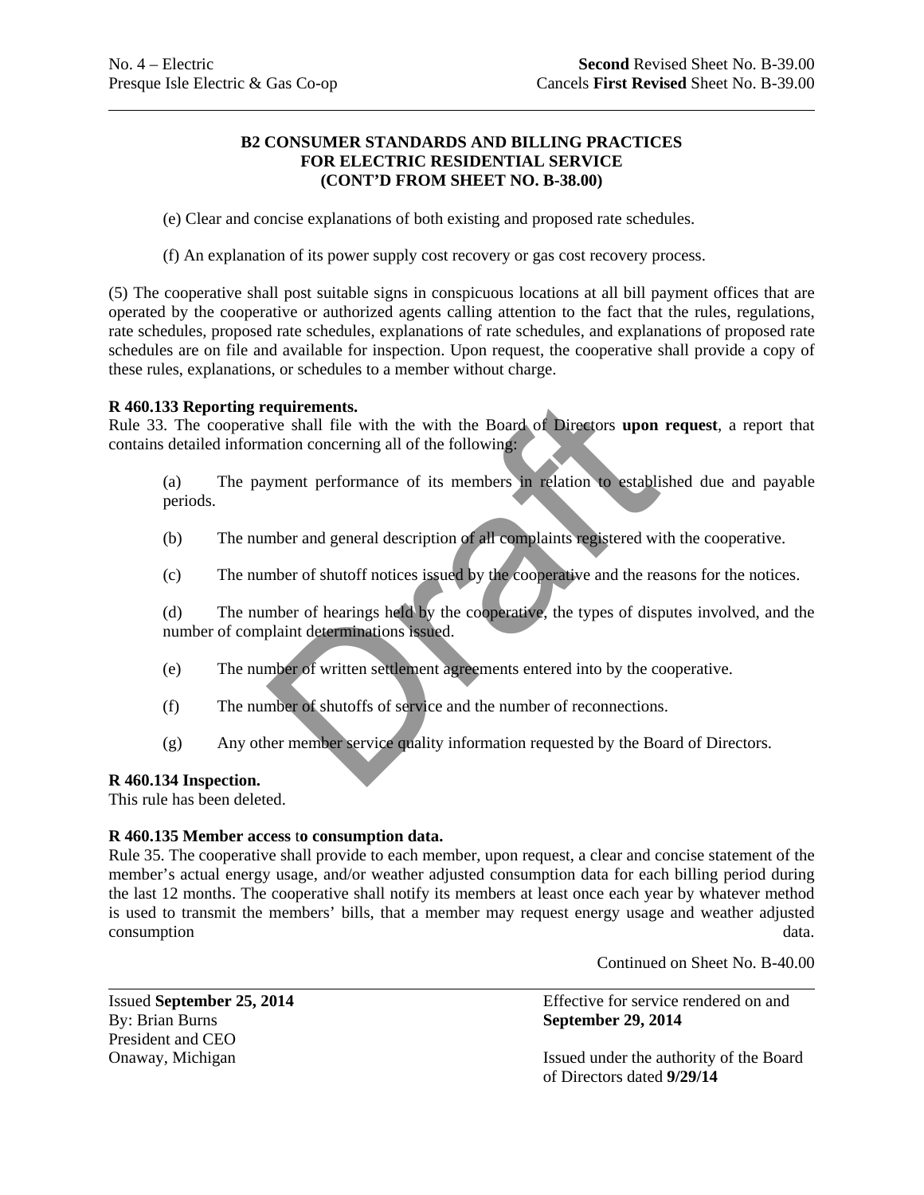### B2 CONSUMER STANDARDS AND BILLING PRACTICES FOR ELECTRIC RESIDENTIAL SERVICE (CONT'D FROM SHEET NO. B-38.00)

(e) Clear and concise explanations of both existing and proposed rate schedules.

(f) An explanation of its power supply cost recovery or gas cost recovery process.

(5) The cooperative shall post suitable signs in conspicuous locations at all bill payment offices that are operated by the cooperative or authorized agents calling attention to the fact that the rules, regulations, rate schedules, proposed rate schedules, explanations of rate schedules, and explanations of proposed rate schedules are on file and available for inspection. Upon request, the cooperative shall provide a copy of these rules, explanations, or schedules to a member without charge.

**R 460.133 Reporting requirements.**
Rule 33. The cooperative shall file with the with the Board of Directors **upon request**, a report that contains detailed information concerning all of the following:

(a) The payment performance of its members in relation to established due and payable periods.

(b) The number and general description of all complaints registered with the cooperative.

(c) The number of shutoff notices issued by the cooperative and the reasons for the notices.

(d) The number of hearings held by the cooperative, the types of disputes involved, and the number of complaint determinations issued.

(e) The number of written settlement agreements entered into by the cooperative.

(f) The number of shutoffs of service and the number of reconnections.

(g) Any other member service quality information requested by the Board of Directors.

**R 460.134 Inspection.**
This rule has been deleted.

**R 460.135 Member access to consumption data.**
Rule 35. The cooperative shall provide to each member, upon request, a clear and concise statement of the member's actual energy usage, and/or weather adjusted consumption data for each billing period during the last 12 months. The cooperative shall notify its members at least once each year by whatever method is used to transmit the members' bills, that a member may request energy usage and weather adjusted consumption data.

Continued on Sheet No. B-40.00

Issued **September 25, 2014**
By: Brian Burns
President and CEO
Onaway, Michigan

Effective for service rendered on and **September 29, 2014**

Issued under the authority of the Board of Directors dated **9/29/14**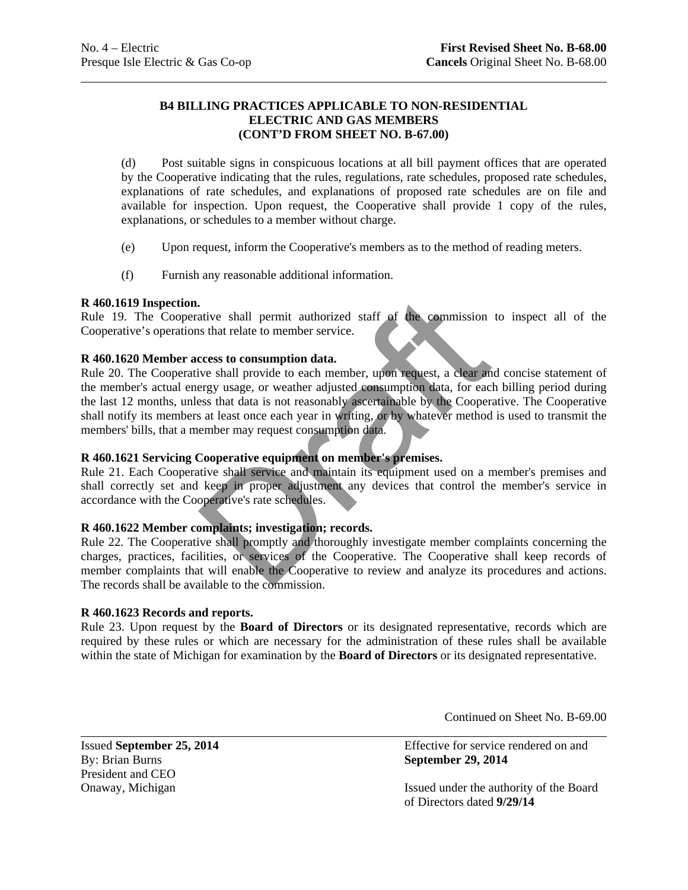No. 4 – Electric
Presque Isle Electric & Gas Co-op

**First Revised Sheet No. B-68.00**
**Cancels** Original Sheet No. B-68.00

### B4 BILLING PRACTICES APPLICABLE TO NON-RESIDENTIAL ELECTRIC AND GAS MEMBERS (CONT'D FROM SHEET NO. B-67.00)

(d) Post suitable signs in conspicuous locations at all bill payment offices that are operated by the Cooperative indicating that the rules, regulations, rate schedules, proposed rate schedules, explanations of rate schedules, and explanations of proposed rate schedules are on file and available for inspection. Upon request, the Cooperative shall provide 1 copy of the rules, explanations, or schedules to a member without charge.

(e) Upon request, inform the Cooperative's members as to the method of reading meters.

(f) Furnish any reasonable additional information.

**R 460.1619 Inspection.**
Rule 19. The Cooperative shall permit authorized staff of the commission to inspect all of the Cooperative's operations that relate to member service.

**R 460.1620 Member access to consumption data.**
Rule 20. The Cooperative shall provide to each member, upon request, a clear and concise statement of the member's actual energy usage, or weather adjusted consumption data, for each billing period during the last 12 months, unless that data is not reasonably ascertainable by the Cooperative. The Cooperative shall notify its members at least once each year in writing, or by whatever method is used to transmit the members' bills, that a member may request consumption data.

**R 460.1621 Servicing Cooperative equipment on member's premises.**
Rule 21. Each Cooperative shall service and maintain its equipment used on a member's premises and shall correctly set and keep in proper adjustment any devices that control the member's service in accordance with the Cooperative's rate schedules.

**R 460.1622 Member complaints; investigation; records.**
Rule 22. The Cooperative shall promptly and thoroughly investigate member complaints concerning the charges, practices, facilities, or services of the Cooperative. The Cooperative shall keep records of member complaints that will enable the Cooperative to review and analyze its procedures and actions. The records shall be available to the commission.

**R 460.1623 Records and reports.**
Rule 23. Upon request by the **Board of Directors** or its designated representative, records which are required by these rules or which are necessary for the administration of these rules shall be available within the state of Michigan for examination by the **Board of Directors** or its designated representative.

Continued on Sheet No. B-69.00

Issued **September 25, 2014**
By: Brian Burns
President and CEO
Onaway, Michigan

Effective for service rendered on and **September 29, 2014**

Issued under the authority of the Board of Directors dated **9/29/14**